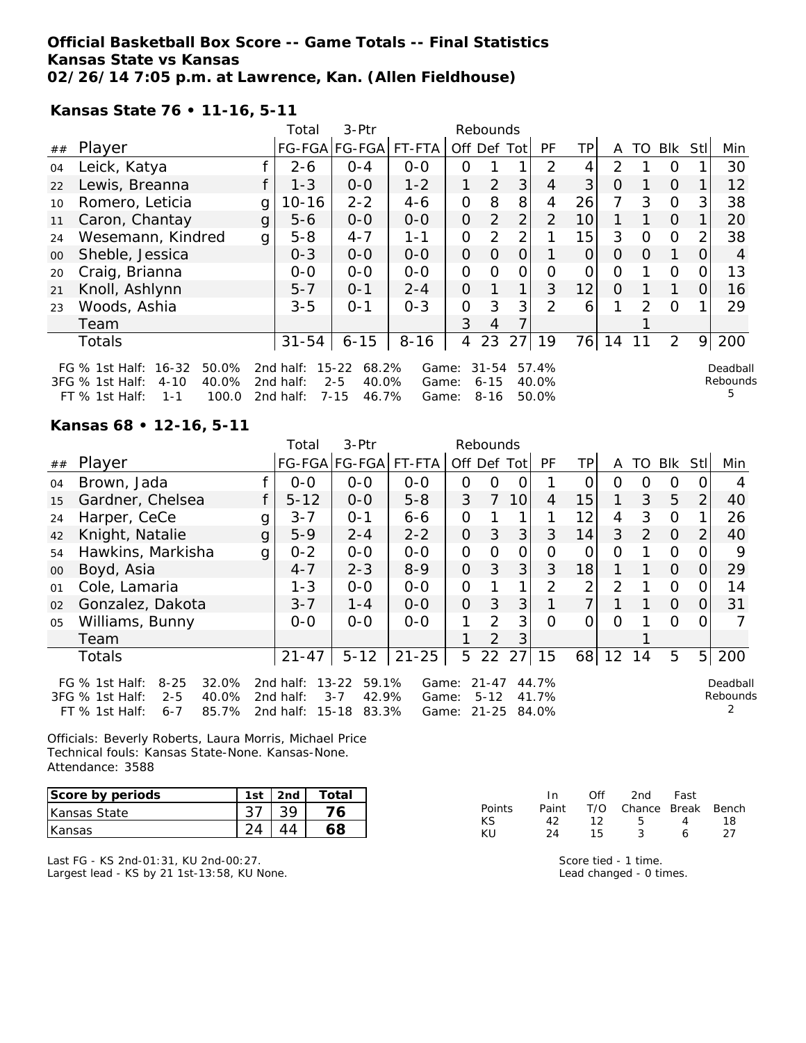**Official Basketball Box Score -- Game Totals -- Final Statistics**
**Kansas State vs Kansas**
**02/26/14 7:05 p.m. at Lawrence, Kan. (Allen Fieldhouse)**

**Kansas State 76 • 11-16, 5-11**

| ## | Player | | Total FG-FGA | 3-Ptr FG-FGA | FT-FTA | Rebounds Off | Def | Tot | PF | TP | A | TO | Blk | Stl | Min |
|---|---|---|---|---|---|---|---|---|---|---|---|---|---|---|---|
| 04 | Leick, Katya | f | 2-6 | 0-4 | 0-0 | 0 | 1 | 1 | 2 | 4 | 2 | 1 | 0 | 1 | 30 |
| 22 | Lewis, Breanna | f | 1-3 | 0-0 | 1-2 | 1 | 2 | 3 | 4 | 3 | 0 | 1 | 0 | 1 | 12 |
| 10 | Romero, Leticia | g | 10-16 | 2-2 | 4-6 | 0 | 8 | 8 | 4 | 26 | 7 | 3 | 0 | 3 | 38 |
| 11 | Caron, Chantay | g | 5-6 | 0-0 | 0-0 | 0 | 2 | 2 | 2 | 10 | 1 | 1 | 0 | 1 | 20 |
| 24 | Wesemann, Kindred | g | 5-8 | 4-7 | 1-1 | 0 | 2 | 2 | 1 | 15 | 3 | 0 | 0 | 2 | 38 |
| 00 | Sheble, Jessica | | 0-3 | 0-0 | 0-0 | 0 | 0 | 0 | 1 | 0 | 0 | 0 | 1 | 0 | 4 |
| 20 | Craig, Brianna | | 0-0 | 0-0 | 0-0 | 0 | 0 | 0 | 0 | 0 | 0 | 1 | 0 | 0 | 13 |
| 21 | Knoll, Ashlynn | | 5-7 | 0-1 | 2-4 | 0 | 1 | 1 | 3 | 12 | 0 | 1 | 1 | 0 | 16 |
| 23 | Woods, Ashia | | 3-5 | 0-1 | 0-3 | 0 | 3 | 3 | 2 | 6 | 1 | 2 | 0 | 1 | 29 |
| | Team | | | | | 3 | 4 | 7 | | | | 1 | | | |
| | Totals | | 31-54 | 6-15 | 8-16 | 4 | 23 | 27 | 19 | 76 | 14 | 11 | 2 | 9 | 200 |

FG % 1st Half: 16-32 50.0% 2nd half: 15-22 68.2% Game: 31-54 57.4%
3FG % 1st Half: 4-10 40.0% 2nd half: 2-5 40.0% Game: 6-15 40.0%
FT % 1st Half: 1-1 100.0 2nd half: 7-15 46.7% Game: 8-16 50.0%
Deadball Rebounds 5

**Kansas 68 • 12-16, 5-11**

| ## | Player | | Total FG-FGA | 3-Ptr FG-FGA | FT-FTA | Rebounds Off | Def | Tot | PF | TP | A | TO | Blk | Stl | Min |
|---|---|---|---|---|---|---|---|---|---|---|---|---|---|---|---|
| 04 | Brown, Jada | f | 0-0 | 0-0 | 0-0 | 0 | 0 | 0 | 1 | 0 | 0 | 0 | 0 | 0 | 4 |
| 15 | Gardner, Chelsea | f | 5-12 | 0-0 | 5-8 | 3 | 7 | 10 | 4 | 15 | 1 | 3 | 5 | 2 | 40 |
| 24 | Harper, CeCe | g | 3-7 | 0-1 | 6-6 | 0 | 1 | 1 | 1 | 12 | 4 | 3 | 0 | 1 | 26 |
| 42 | Knight, Natalie | g | 5-9 | 2-4 | 2-2 | 0 | 3 | 3 | 3 | 14 | 3 | 2 | 0 | 2 | 40 |
| 54 | Hawkins, Markisha | g | 0-2 | 0-0 | 0-0 | 0 | 0 | 0 | 0 | 0 | 0 | 1 | 0 | 0 | 9 |
| 00 | Boyd, Asia | | 4-7 | 2-3 | 8-9 | 0 | 3 | 3 | 3 | 18 | 1 | 1 | 0 | 0 | 29 |
| 01 | Cole, Lamaria | | 1-3 | 0-0 | 0-0 | 0 | 1 | 1 | 2 | 2 | 2 | 1 | 0 | 0 | 14 |
| 02 | Gonzalez, Dakota | | 3-7 | 1-4 | 0-0 | 0 | 3 | 3 | 1 | 7 | 1 | 1 | 0 | 0 | 31 |
| 05 | Williams, Bunny | | 0-0 | 0-0 | 0-0 | 1 | 2 | 3 | 0 | 0 | 0 | 1 | 0 | 0 | 7 |
| | Team | | | | | 1 | 2 | 3 | | | | 1 | | | |
| | Totals | | 21-47 | 5-12 | 21-25 | 5 | 22 | 27 | 15 | 68 | 12 | 14 | 5 | 5 | 200 |

FG % 1st Half: 8-25 32.0% 2nd half: 13-22 59.1% Game: 21-47 44.7%
3FG % 1st Half: 2-5 40.0% 2nd half: 3-7 42.9% Game: 5-12 41.7%
FT % 1st Half: 6-7 85.7% 2nd half: 15-18 83.3% Game: 21-25 84.0%
Deadball Rebounds 2

Officials: Beverly Roberts, Laura Morris, Michael Price
Technical fouls: Kansas State-None. Kansas-None.
Attendance: 3588

| Score by periods | 1st | 2nd | Total |
|---|---|---|---|
| Kansas State | 37 | 39 | 76 |
| Kansas | 24 | 44 | 68 |

| Points | In Paint | Off T/O | 2nd Chance | Fast Break | Bench |
|---|---|---|---|---|---|
| KS | 42 | 12 | 5 | 4 | 18 |
| KU | 24 | 15 | 3 | 6 | 27 |

Last FG - KS 2nd-01:31, KU 2nd-00:27.
Largest lead - KS by 21 1st-13:58, KU None.

Score tied - 1 time.
Lead changed - 0 times.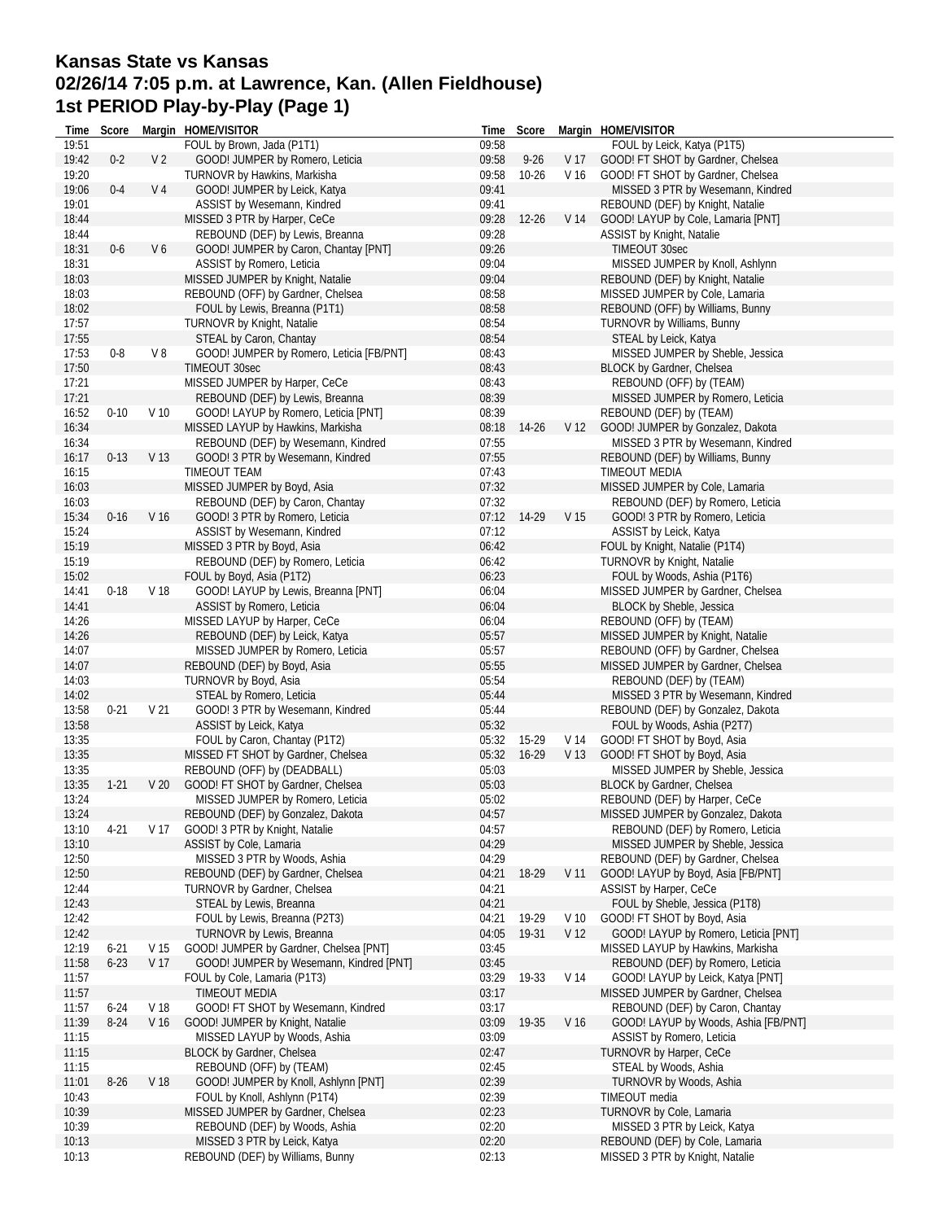# Kansas State vs Kansas
## 02/26/14 7:05 p.m. at Lawrence, Kan. (Allen Fieldhouse)
## 1st PERIOD Play-by-Play (Page 1)

| Time | Score | Margin | HOME/VISITOR |
|---|---|---|---|
| 19:51 | | | FOUL by Brown, Jada (P1T1) |
| 19:42 | 0-2 | V 2 | GOOD! JUMPER by Romero, Leticia |
| 19:20 | | | TURNOVR by Hawkins, Markisha |
| 19:06 | 0-4 | V 4 | GOOD! JUMPER by Leick, Katya |
| 19:01 | | | ASSIST by Wesemann, Kindred |
| 18:44 | | | MISSED 3 PTR by Harper, CeCe |
| 18:44 | | | REBOUND (DEF) by Lewis, Breanna |
| 18:31 | 0-6 | V 6 | GOOD! JUMPER by Caron, Chantay [PNT] |
| 18:31 | | | ASSIST by Romero, Leticia |
| 18:03 | | | MISSED JUMPER by Knight, Natalie |
| 18:03 | | | REBOUND (OFF) by Gardner, Chelsea |
| 18:02 | | | FOUL by Lewis, Breanna (P1T1) |
| 17:57 | | | TURNOVR by Knight, Natalie |
| 17:55 | | | STEAL by Caron, Chantay |
| 17:53 | 0-8 | V 8 | GOOD! JUMPER by Romero, Leticia [FB/PNT] |
| 17:50 | | | TIMEOUT 30sec |
| 17:21 | | | MISSED JUMPER by Harper, CeCe |
| 17:21 | | | REBOUND (DEF) by Lewis, Breanna |
| 16:52 | 0-10 | V 10 | GOOD! LAYUP by Romero, Leticia [PNT] |
| 16:34 | | | MISSED LAYUP by Hawkins, Markisha |
| 16:34 | | | REBOUND (DEF) by Wesemann, Kindred |
| 16:17 | 0-13 | V 13 | GOOD! 3 PTR by Wesemann, Kindred |
| 16:15 | | | TIMEOUT TEAM |
| 16:03 | | | MISSED JUMPER by Boyd, Asia |
| 16:03 | | | REBOUND (DEF) by Caron, Chantay |
| 15:34 | 0-16 | V 16 | GOOD! 3 PTR by Romero, Leticia |
| 15:24 | | | ASSIST by Wesemann, Kindred |
| 15:19 | | | MISSED 3 PTR by Boyd, Asia |
| 15:19 | | | REBOUND (DEF) by Romero, Leticia |
| 15:02 | | | FOUL by Boyd, Asia (P1T2) |
| 14:41 | 0-18 | V 18 | GOOD! LAYUP by Lewis, Breanna [PNT] |
| 14:41 | | | ASSIST by Romero, Leticia |
| 14:26 | | | MISSED LAYUP by Harper, CeCe |
| 14:26 | | | REBOUND (DEF) by Leick, Katya |
| 14:07 | | | MISSED JUMPER by Romero, Leticia |
| 14:07 | | | REBOUND (DEF) by Boyd, Asia |
| 14:03 | | | TURNOVR by Boyd, Asia |
| 14:02 | | | STEAL by Romero, Leticia |
| 13:58 | 0-21 | V 21 | GOOD! 3 PTR by Wesemann, Kindred |
| 13:58 | | | ASSIST by Leick, Katya |
| 13:35 | | | FOUL by Caron, Chantay (P1T2) |
| 13:35 | | | MISSED FT SHOT by Gardner, Chelsea |
| 13:35 | | | REBOUND (OFF) by (DEADBALL) |
| 13:35 | 1-21 | V 20 | GOOD! FT SHOT by Gardner, Chelsea |
| 13:24 | | | MISSED JUMPER by Romero, Leticia |
| 13:24 | | | REBOUND (DEF) by Gonzalez, Dakota |
| 13:10 | 4-21 | V 17 | GOOD! 3 PTR by Knight, Natalie |
| 13:10 | | | ASSIST by Cole, Lamaria |
| 12:50 | | | MISSED 3 PTR by Woods, Ashia |
| 12:50 | | | REBOUND (DEF) by Gardner, Chelsea |
| 12:44 | | | TURNOVR by Gardner, Chelsea |
| 12:43 | | | STEAL by Lewis, Breanna |
| 12:42 | | | FOUL by Lewis, Breanna (P2T3) |
| 12:42 | | | TURNOVR by Lewis, Breanna |
| 12:19 | 6-21 | V 15 | GOOD! JUMPER by Gardner, Chelsea [PNT] |
| 11:58 | 6-23 | V 17 | GOOD! JUMPER by Wesemann, Kindred [PNT] |
| 11:57 | | | FOUL by Cole, Lamaria (P1T3) |
| 11:57 | | | TIMEOUT MEDIA |
| 11:57 | 6-24 | V 18 | GOOD! FT SHOT by Wesemann, Kindred |
| 11:39 | 8-24 | V 16 | GOOD! JUMPER by Knight, Natalie |
| 11:15 | | | MISSED LAYUP by Woods, Ashia |
| 11:15 | | | BLOCK by Gardner, Chelsea |
| 11:15 | | | REBOUND (OFF) by (TEAM) |
| 11:01 | 8-26 | V 18 | GOOD! JUMPER by Knoll, Ashlynn [PNT] |
| 10:43 | | | FOUL by Knoll, Ashlynn (P1T4) |
| 10:39 | | | MISSED JUMPER by Gardner, Chelsea |
| 10:39 | | | REBOUND (DEF) by Woods, Ashia |
| 10:13 | | | MISSED 3 PTR by Leick, Katya |
| 10:13 | | | REBOUND (DEF) by Williams, Bunny |
| 09:58 | | | FOUL by Leick, Katya (P1T5) |
| 09:58 | 9-26 | V 17 | GOOD! FT SHOT by Gardner, Chelsea |
| 09:58 | 10-26 | V 16 | GOOD! FT SHOT by Gardner, Chelsea |
| 09:41 | | | MISSED 3 PTR by Wesemann, Kindred |
| 09:41 | | | REBOUND (DEF) by Knight, Natalie |
| 09:28 | 12-26 | V 14 | GOOD! LAYUP by Cole, Lamaria [PNT] |
| 09:28 | | | ASSIST by Knight, Natalie |
| 09:26 | | | TIMEOUT 30sec |
| 09:04 | | | MISSED JUMPER by Knoll, Ashlynn |
| 09:04 | | | REBOUND (DEF) by Knight, Natalie |
| 08:58 | | | MISSED JUMPER by Cole, Lamaria |
| 08:58 | | | REBOUND (OFF) by Williams, Bunny |
| 08:54 | | | TURNOVR by Williams, Bunny |
| 08:54 | | | STEAL by Leick, Katya |
| 08:43 | | | MISSED JUMPER by Sheble, Jessica |
| 08:43 | | | BLOCK by Gardner, Chelsea |
| 08:43 | | | REBOUND (OFF) by (TEAM) |
| 08:39 | | | MISSED JUMPER by Romero, Leticia |
| 08:39 | | | REBOUND (DEF) by (TEAM) |
| 08:18 | 14-26 | V 12 | GOOD! JUMPER by Gonzalez, Dakota |
| 07:55 | | | MISSED 3 PTR by Wesemann, Kindred |
| 07:55 | | | REBOUND (DEF) by Williams, Bunny |
| 07:43 | | | TIMEOUT MEDIA |
| 07:32 | | | MISSED JUMPER by Cole, Lamaria |
| 07:32 | | | REBOUND (DEF) by Romero, Leticia |
| 07:12 | 14-29 | V 15 | GOOD! 3 PTR by Romero, Leticia |
| 07:12 | | | ASSIST by Leick, Katya |
| 06:42 | | | FOUL by Knight, Natalie (P1T4) |
| 06:42 | | | TURNOVR by Knight, Natalie |
| 06:23 | | | FOUL by Woods, Ashia (P1T6) |
| 06:04 | | | MISSED JUMPER by Gardner, Chelsea |
| 06:04 | | | BLOCK by Sheble, Jessica |
| 06:04 | | | REBOUND (OFF) by (TEAM) |
| 05:57 | | | MISSED JUMPER by Knight, Natalie |
| 05:57 | | | REBOUND (OFF) by Gardner, Chelsea |
| 05:55 | | | MISSED JUMPER by Gardner, Chelsea |
| 05:54 | | | REBOUND (DEF) by (TEAM) |
| 05:44 | | | MISSED 3 PTR by Wesemann, Kindred |
| 05:44 | | | REBOUND (DEF) by Gonzalez, Dakota |
| 05:32 | | | FOUL by Woods, Ashia (P2T7) |
| 05:32 | 15-29 | V 14 | GOOD! FT SHOT by Boyd, Asia |
| 05:32 | 16-29 | V 13 | GOOD! FT SHOT by Boyd, Asia |
| 05:03 | | | MISSED JUMPER by Sheble, Jessica |
| 05:03 | | | BLOCK by Gardner, Chelsea |
| 05:02 | | | REBOUND (DEF) by Harper, CeCe |
| 04:57 | | | MISSED JUMPER by Gonzalez, Dakota |
| 04:57 | | | REBOUND (DEF) by Romero, Leticia |
| 04:29 | | | MISSED JUMPER by Sheble, Jessica |
| 04:29 | | | REBOUND (DEF) by Gardner, Chelsea |
| 04:21 | 18-29 | V 11 | GOOD! LAYUP by Boyd, Asia [FB/PNT] |
| 04:21 | | | ASSIST by Harper, CeCe |
| 04:21 | | | FOUL by Sheble, Jessica (P1T8) |
| 04:21 | 19-29 | V 10 | GOOD! FT SHOT by Boyd, Asia |
| 04:05 | 19-31 | V 12 | GOOD! LAYUP by Romero, Leticia [PNT] |
| 03:45 | | | MISSED LAYUP by Hawkins, Markisha |
| 03:45 | | | REBOUND (DEF) by Romero, Leticia |
| 03:29 | 19-33 | V 14 | GOOD! LAYUP by Leick, Katya [PNT] |
| 03:17 | | | MISSED JUMPER by Gardner, Chelsea |
| 03:17 | | | REBOUND (DEF) by Caron, Chantay |
| 03:09 | 19-35 | V 16 | GOOD! LAYUP by Woods, Ashia [FB/PNT] |
| 03:09 | | | ASSIST by Romero, Leticia |
| 02:47 | | | TURNOVR by Harper, CeCe |
| 02:45 | | | STEAL by Woods, Ashia |
| 02:39 | | | TURNOVR by Woods, Ashia |
| 02:39 | | | TIMEOUT media |
| 02:23 | | | TURNOVR by Cole, Lamaria |
| 02:20 | | | MISSED 3 PTR by Leick, Katya |
| 02:20 | | | REBOUND (DEF) by Cole, Lamaria |
| 02:13 | | | MISSED 3 PTR by Knight, Natalie |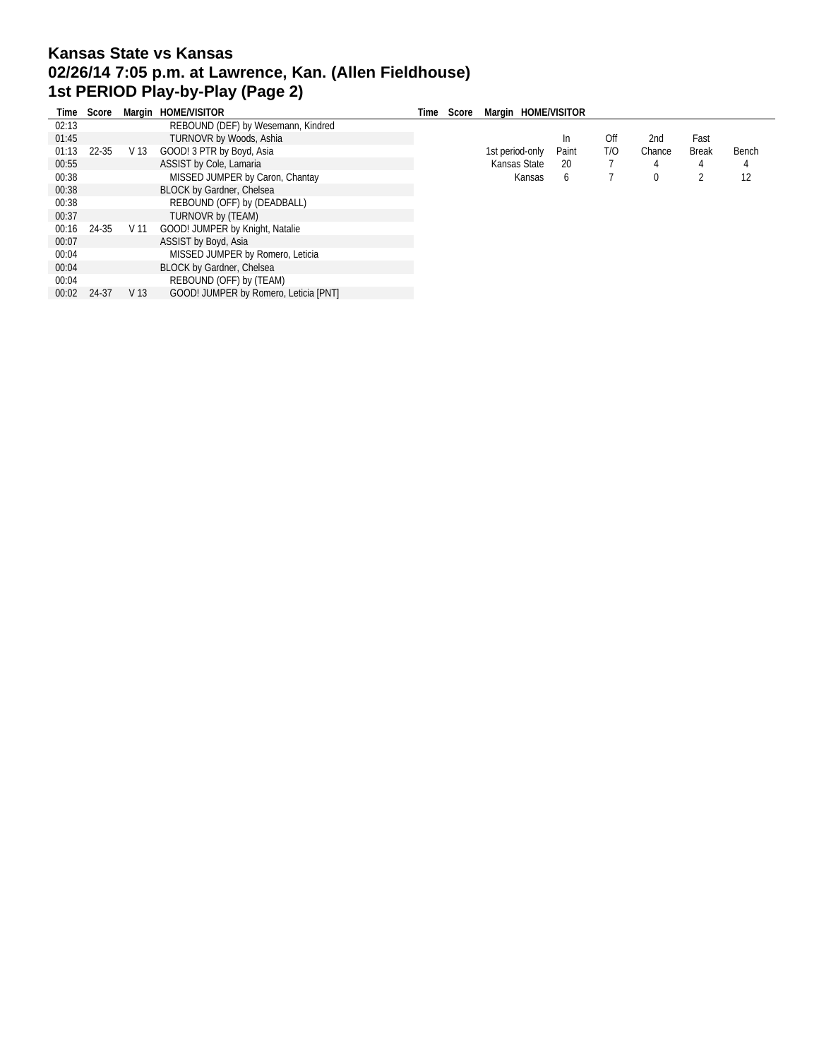# Kansas State vs Kansas
## 02/26/14 7:05 p.m. at Lawrence, Kan. (Allen Fieldhouse)
## 1st PERIOD Play-by-Play (Page 2)

| Time | Score | Margin | HOME/VISITOR |
|---|---|---|---|
| 02:13 | | | REBOUND (DEF) by Wesemann, Kindred |
| 01:45 | | | TURNOVR by Woods, Ashia |
| 01:13 | 22-35 | V 13 | GOOD! 3 PTR by Boyd, Asia |
| 00:55 | | | ASSIST by Cole, Lamaria |
| 00:38 | | | MISSED JUMPER by Caron, Chantay |
| 00:38 | | | BLOCK by Gardner, Chelsea |
| 00:38 | | | REBOUND (OFF) by (DEADBALL) |
| 00:37 | | | TURNOVR by (TEAM) |
| 00:16 | 24-35 | V 11 | GOOD! JUMPER by Knight, Natalie |
| 00:07 | | | ASSIST by Boyd, Asia |
| 00:04 | | | MISSED JUMPER by Romero, Leticia |
| 00:04 | | | BLOCK by Gardner, Chelsea |
| 00:04 | | | REBOUND (OFF) by (TEAM) |
| 00:02 | 24-37 | V 13 | GOOD! JUMPER by Romero, Leticia [PNT] |

| 1st period-only | In Paint | Off T/O | 2nd Chance | Fast Break | Bench |
|---|---|---|---|---|---|
| Kansas State | 20 | 7 | 4 | 4 | 4 |
| Kansas | 6 | 7 | 0 | 2 | 12 |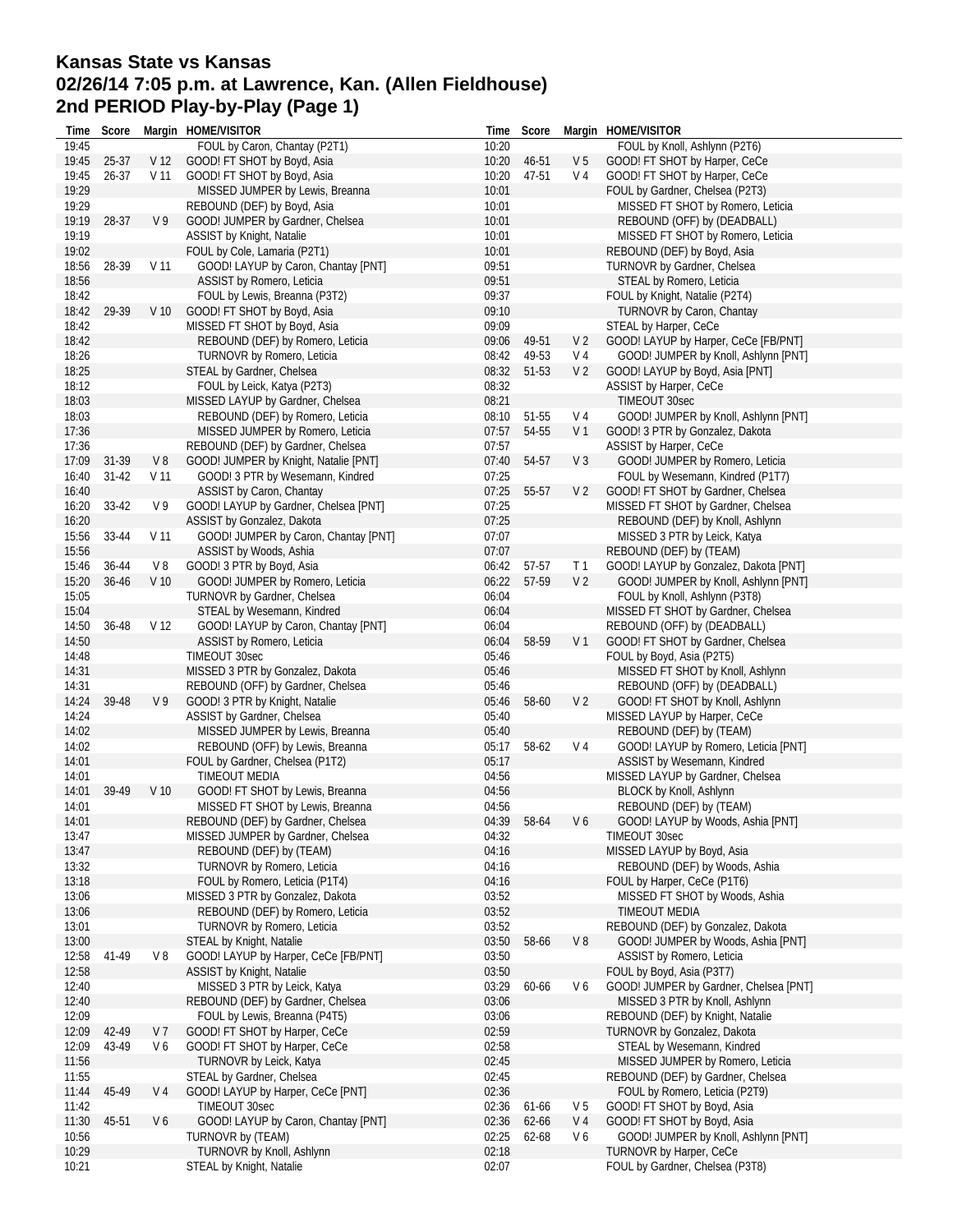# Kansas State vs Kansas
## 02/26/14 7:05 p.m. at Lawrence, Kan. (Allen Fieldhouse)
## 2nd PERIOD Play-by-Play (Page 1)

| Time | Score | Margin | HOME/VISITOR |
|---|---|---|---|
| 19:45 | | | FOUL by Caron, Chantay (P2T1) |
| 19:45 | 25-37 | V 12 | GOOD! FT SHOT by Boyd, Asia |
| 19:45 | 26-37 | V 11 | GOOD! FT SHOT by Boyd, Asia |
| 19:29 | | | MISSED JUMPER by Lewis, Breanna |
| 19:29 | | | REBOUND (DEF) by Boyd, Asia |
| 19:19 | 28-37 | V 9 | GOOD! JUMPER by Gardner, Chelsea |
| 19:19 | | | ASSIST by Knight, Natalie |
| 19:02 | | | FOUL by Cole, Lamaria (P2T1) |
| 18:56 | 28-39 | V 11 | GOOD! LAYUP by Caron, Chantay [PNT] |
| 18:56 | | | ASSIST by Romero, Leticia |
| 18:42 | | | FOUL by Lewis, Breanna (P3T2) |
| 18:42 | 29-39 | V 10 | GOOD! FT SHOT by Boyd, Asia |
| 18:42 | | | MISSED FT SHOT by Boyd, Asia |
| 18:42 | | | REBOUND (DEF) by Romero, Leticia |
| 18:26 | | | TURNOVR by Romero, Leticia |
| 18:25 | | | STEAL by Gardner, Chelsea |
| 18:12 | | | FOUL by Leick, Katya (P2T3) |
| 18:03 | | | MISSED LAYUP by Gardner, Chelsea |
| 18:03 | | | REBOUND (DEF) by Romero, Leticia |
| 17:36 | | | MISSED JUMPER by Romero, Leticia |
| 17:36 | | | REBOUND (DEF) by Gardner, Chelsea |
| 17:09 | 31-39 | V 8 | GOOD! JUMPER by Knight, Natalie [PNT] |
| 16:40 | 31-42 | V 11 | GOOD! 3 PTR by Wesemann, Kindred |
| 16:40 | | | ASSIST by Caron, Chantay |
| 16:20 | 33-42 | V 9 | GOOD! LAYUP by Gardner, Chelsea [PNT] |
| 16:20 | | | ASSIST by Gonzalez, Dakota |
| 15:56 | 33-44 | V 11 | GOOD! JUMPER by Caron, Chantay [PNT] |
| 15:56 | | | ASSIST by Woods, Ashia |
| 15:46 | 36-44 | V 8 | GOOD! 3 PTR by Boyd, Asia |
| 15:20 | 36-46 | V 10 | GOOD! JUMPER by Romero, Leticia |
| 15:05 | | | TURNOVR by Gardner, Chelsea |
| 15:04 | | | STEAL by Wesemann, Kindred |
| 14:50 | 36-48 | V 12 | GOOD! LAYUP by Caron, Chantay [PNT] |
| 14:50 | | | ASSIST by Romero, Leticia |
| 14:48 | | | TIMEOUT 30sec |
| 14:31 | | | MISSED 3 PTR by Gonzalez, Dakota |
| 14:31 | | | REBOUND (OFF) by Gardner, Chelsea |
| 14:24 | 39-48 | V 9 | GOOD! 3 PTR by Knight, Natalie |
| 14:24 | | | ASSIST by Gardner, Chelsea |
| 14:02 | | | MISSED JUMPER by Lewis, Breanna |
| 14:02 | | | REBOUND (OFF) by Lewis, Breanna |
| 14:01 | | | FOUL by Gardner, Chelsea (P1T2) |
| 14:01 | | | TIMEOUT MEDIA |
| 14:01 | 39-49 | V 10 | GOOD! FT SHOT by Lewis, Breanna |
| 14:01 | | | MISSED FT SHOT by Lewis, Breanna |
| 14:01 | | | REBOUND (DEF) by Gardner, Chelsea |
| 13:47 | | | MISSED JUMPER by Gardner, Chelsea |
| 13:47 | | | REBOUND (DEF) by (TEAM) |
| 13:32 | | | TURNOVR by Romero, Leticia |
| 13:18 | | | FOUL by Romero, Leticia (P1T4) |
| 13:06 | | | MISSED 3 PTR by Gonzalez, Dakota |
| 13:06 | | | REBOUND (DEF) by Romero, Leticia |
| 13:01 | | | TURNOVR by Romero, Leticia |
| 13:00 | | | STEAL by Knight, Natalie |
| 12:58 | 41-49 | V 8 | GOOD! LAYUP by Harper, CeCe [FB/PNT] |
| 12:58 | | | ASSIST by Knight, Natalie |
| 12:40 | | | MISSED 3 PTR by Leick, Katya |
| 12:40 | | | REBOUND (DEF) by Gardner, Chelsea |
| 12:09 | | | FOUL by Lewis, Breanna (P4T5) |
| 12:09 | 42-49 | V 7 | GOOD! FT SHOT by Harper, CeCe |
| 12:09 | 43-49 | V 6 | GOOD! FT SHOT by Harper, CeCe |
| 11:56 | | | TURNOVR by Leick, Katya |
| 11:55 | | | STEAL by Gardner, Chelsea |
| 11:44 | 45-49 | V 4 | GOOD! LAYUP by Harper, CeCe [PNT] |
| 11:42 | | | TIMEOUT 30sec |
| 11:30 | 45-51 | V 6 | GOOD! LAYUP by Caron, Chantay [PNT] |
| 10:56 | | | TURNOVR by (TEAM) |
| 10:29 | | | TURNOVR by Knoll, Ashlynn |
| 10:21 | | | STEAL by Knight, Natalie |
| 10:20 | | | FOUL by Knoll, Ashlynn (P2T6) |
| 10:20 | 46-51 | V 5 | GOOD! FT SHOT by Harper, CeCe |
| 10:20 | 47-51 | V 4 | GOOD! FT SHOT by Harper, CeCe |
| 10:01 | | | FOUL by Gardner, Chelsea (P2T3) |
| 10:01 | | | MISSED FT SHOT by Romero, Leticia |
| 10:01 | | | REBOUND (OFF) by (DEADBALL) |
| 10:01 | | | MISSED FT SHOT by Romero, Leticia |
| 10:01 | | | REBOUND (DEF) by Boyd, Asia |
| 09:51 | | | TURNOVR by Gardner, Chelsea |
| 09:51 | | | STEAL by Romero, Leticia |
| 09:37 | | | FOUL by Knight, Natalie (P2T4) |
| 09:10 | | | TURNOVR by Caron, Chantay |
| 09:09 | | | STEAL by Harper, CeCe |
| 09:06 | 49-51 | V 2 | GOOD! LAYUP by Harper, CeCe [FB/PNT] |
| 08:42 | 49-53 | V 4 | GOOD! JUMPER by Knoll, Ashlynn [PNT] |
| 08:32 | 51-53 | V 2 | GOOD! LAYUP by Boyd, Asia [PNT] |
| 08:32 | | | ASSIST by Harper, CeCe |
| 08:21 | | | TIMEOUT 30sec |
| 08:10 | 51-55 | V 4 | GOOD! JUMPER by Knoll, Ashlynn [PNT] |
| 07:57 | 54-55 | V 1 | GOOD! 3 PTR by Gonzalez, Dakota |
| 07:57 | | | ASSIST by Harper, CeCe |
| 07:40 | 54-57 | V 3 | GOOD! JUMPER by Romero, Leticia |
| 07:25 | | | FOUL by Wesemann, Kindred (P1T7) |
| 07:25 | 55-57 | V 2 | GOOD! FT SHOT by Gardner, Chelsea |
| 07:25 | | | MISSED FT SHOT by Gardner, Chelsea |
| 07:25 | | | REBOUND (DEF) by Knoll, Ashlynn |
| 07:07 | | | MISSED 3 PTR by Leick, Katya |
| 07:07 | | | REBOUND (DEF) by (TEAM) |
| 06:42 | 57-57 | T 1 | GOOD! LAYUP by Gonzalez, Dakota [PNT] |
| 06:22 | 57-59 | V 2 | GOOD! JUMPER by Knoll, Ashlynn [PNT] |
| 06:04 | | | FOUL by Knoll, Ashlynn (P3T8) |
| 06:04 | | | MISSED FT SHOT by Gardner, Chelsea |
| 06:04 | | | REBOUND (OFF) by (DEADBALL) |
| 06:04 | 58-59 | V 1 | GOOD! FT SHOT by Gardner, Chelsea |
| 05:46 | | | FOUL by Boyd, Asia (P2T5) |
| 05:46 | | | MISSED FT SHOT by Knoll, Ashlynn |
| 05:46 | | | REBOUND (OFF) by (DEADBALL) |
| 05:46 | 58-60 | V 2 | GOOD! FT SHOT by Knoll, Ashlynn |
| 05:40 | | | MISSED LAYUP by Harper, CeCe |
| 05:40 | | | REBOUND (DEF) by (TEAM) |
| 05:17 | 58-62 | V 4 | GOOD! LAYUP by Romero, Leticia [PNT] |
| 05:17 | | | ASSIST by Wesemann, Kindred |
| 04:56 | | | MISSED LAYUP by Gardner, Chelsea |
| 04:56 | | | BLOCK by Knoll, Ashlynn |
| 04:56 | | | REBOUND (DEF) by (TEAM) |
| 04:39 | 58-64 | V 6 | GOOD! LAYUP by Woods, Ashia [PNT] |
| 04:32 | | | TIMEOUT 30sec |
| 04:16 | | | MISSED LAYUP by Boyd, Asia |
| 04:16 | | | REBOUND (DEF) by Woods, Ashia |
| 04:16 | | | FOUL by Harper, CeCe (P1T6) |
| 03:52 | | | MISSED FT SHOT by Woods, Ashia |
| 03:52 | | | TIMEOUT MEDIA |
| 03:52 | | | REBOUND (DEF) by Gonzalez, Dakota |
| 03:50 | 58-66 | V 8 | GOOD! JUMPER by Woods, Ashia [PNT] |
| 03:50 | | | ASSIST by Romero, Leticia |
| 03:50 | | | FOUL by Boyd, Asia (P3T7) |
| 03:29 | 60-66 | V 6 | GOOD! JUMPER by Gardner, Chelsea [PNT] |
| 03:06 | | | MISSED 3 PTR by Knoll, Ashlynn |
| 03:06 | | | REBOUND (DEF) by Knight, Natalie |
| 02:59 | | | TURNOVR by Gonzalez, Dakota |
| 02:58 | | | STEAL by Wesemann, Kindred |
| 02:45 | | | MISSED JUMPER by Romero, Leticia |
| 02:45 | | | REBOUND (DEF) by Gardner, Chelsea |
| 02:36 | | | FOUL by Romero, Leticia (P2T9) |
| 02:36 | 61-66 | V 5 | GOOD! FT SHOT by Boyd, Asia |
| 02:36 | 62-66 | V 4 | GOOD! FT SHOT by Boyd, Asia |
| 02:25 | 62-68 | V 6 | GOOD! JUMPER by Knoll, Ashlynn [PNT] |
| 02:18 | | | TURNOVR by Harper, CeCe |
| 02:07 | | | FOUL by Gardner, Chelsea (P3T8) |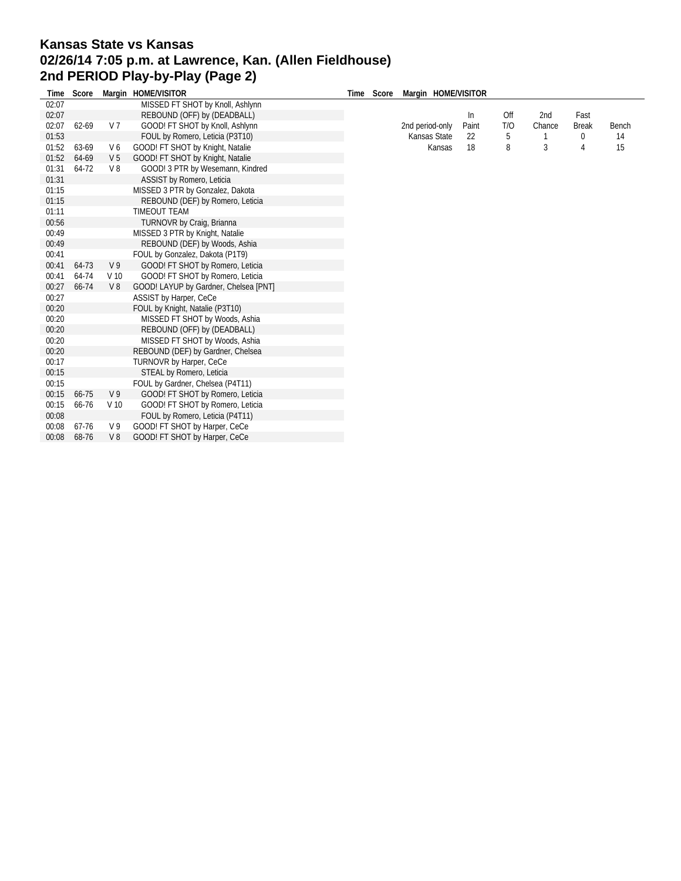# Kansas State vs Kansas
## 02/26/14 7:05 p.m. at Lawrence, Kan. (Allen Fieldhouse)
## 2nd PERIOD Play-by-Play (Page 2)

| Time | Score | Margin | HOME/VISITOR |
|---|---|---|---|
| 02:07 | | | MISSED FT SHOT by Knoll, Ashlynn |
| 02:07 | | | REBOUND (OFF) by (DEADBALL) |
| 02:07 | 62-69 | V 7 | GOOD! FT SHOT by Knoll, Ashlynn |
| 01:53 | | | FOUL by Romero, Leticia (P3T10) |
| 01:52 | 63-69 | V 6 | GOOD! FT SHOT by Knight, Natalie |
| 01:52 | 64-69 | V 5 | GOOD! FT SHOT by Knight, Natalie |
| 01:31 | 64-72 | V 8 | GOOD! 3 PTR by Wesemann, Kindred |
| 01:31 | | | ASSIST by Romero, Leticia |
| 01:15 | | | MISSED 3 PTR by Gonzalez, Dakota |
| 01:15 | | | REBOUND (DEF) by Romero, Leticia |
| 01:11 | | | TIMEOUT TEAM |
| 00:56 | | | TURNOVR by Craig, Brianna |
| 00:49 | | | MISSED 3 PTR by Knight, Natalie |
| 00:49 | | | REBOUND (DEF) by Woods, Ashia |
| 00:41 | | | FOUL by Gonzalez, Dakota (P1T9) |
| 00:41 | 64-73 | V 9 | GOOD! FT SHOT by Romero, Leticia |
| 00:41 | 64-74 | V 10 | GOOD! FT SHOT by Romero, Leticia |
| 00:27 | 66-74 | V 8 | GOOD! LAYUP by Gardner, Chelsea [PNT] |
| 00:27 | | | ASSIST by Harper, CeCe |
| 00:20 | | | FOUL by Knight, Natalie (P3T10) |
| 00:20 | | | MISSED FT SHOT by Woods, Ashia |
| 00:20 | | | REBOUND (OFF) by (DEADBALL) |
| 00:20 | | | MISSED FT SHOT by Woods, Ashia |
| 00:20 | | | REBOUND (DEF) by Gardner, Chelsea |
| 00:17 | | | TURNOVR by Harper, CeCe |
| 00:15 | | | STEAL by Romero, Leticia |
| 00:15 | | | FOUL by Gardner, Chelsea (P4T11) |
| 00:15 | 66-75 | V 9 | GOOD! FT SHOT by Romero, Leticia |
| 00:15 | 66-76 | V 10 | GOOD! FT SHOT by Romero, Leticia |
| 00:08 | | | FOUL by Romero, Leticia (P4T11) |
| 00:08 | 67-76 | V 9 | GOOD! FT SHOT by Harper, CeCe |
| 00:08 | 68-76 | V 8 | GOOD! FT SHOT by Harper, CeCe |

| 2nd period-only | In Paint | Off T/O | 2nd Chance | Fast Break | Bench |
|---|---|---|---|---|---|
| Kansas State | 22 | 5 | 1 | 0 | 14 |
| Kansas | 18 | 8 | 3 | 4 | 15 |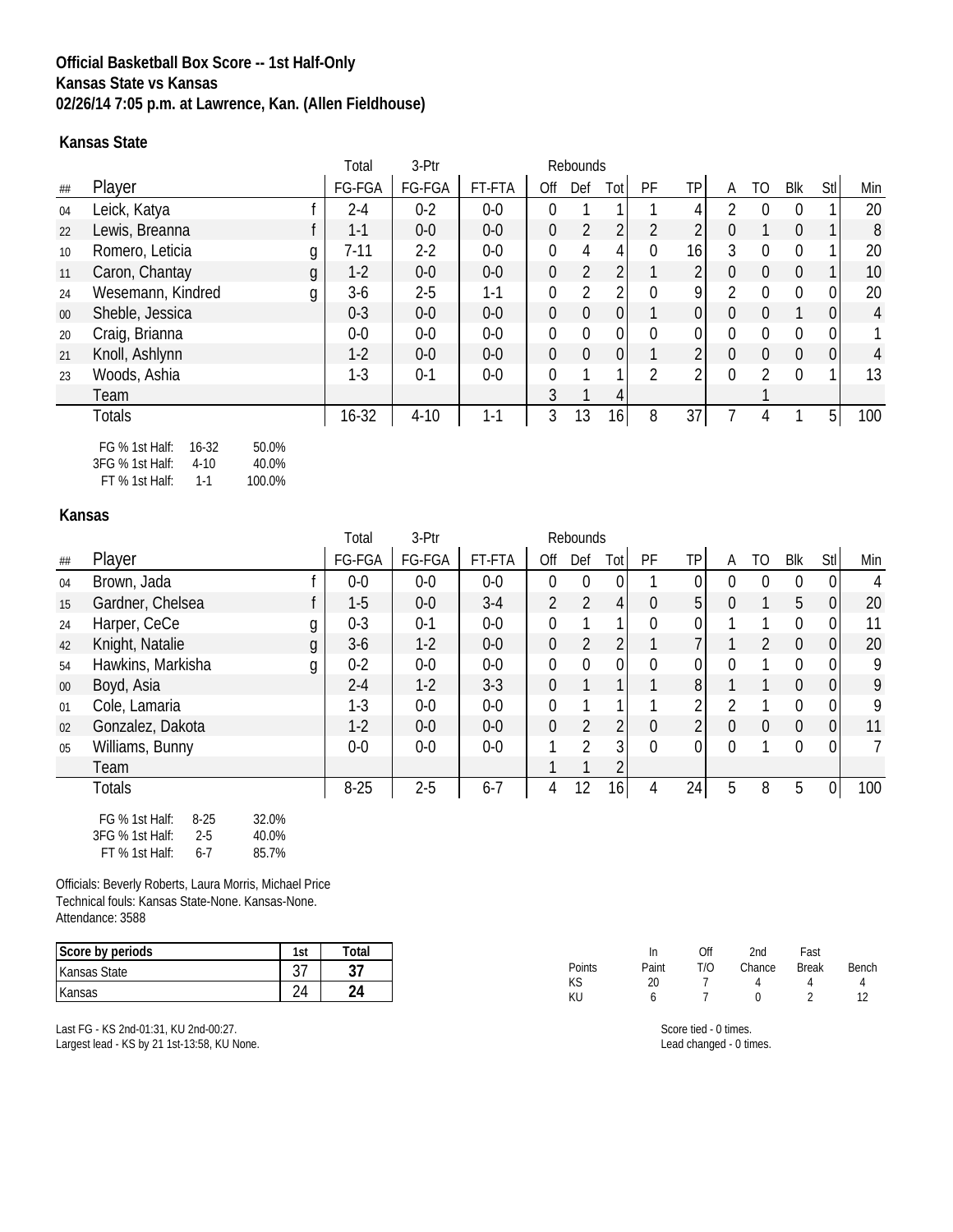**Official Basketball Box Score -- 1st Half-Only**
**Kansas State vs Kansas**
**02/26/14 7:05 p.m. at Lawrence, Kan. (Allen Fieldhouse)**

### Kansas State

| ## | Player | | Total FG-FGA | 3-Ptr FG-FGA | FT-FTA | Rebounds Off | Def | Tot | PF | TP | A | TO | Blk | Stl | Min |
|---|---|---|---|---|---|---|---|---|---|---|---|---|---|---|---|
| 04 | Leick, Katya | f | 2-4 | 0-2 | 0-0 | 0 | 1 | 1 | 1 | 4 | 2 | 0 | 0 | 1 | 20 |
| 22 | Lewis, Breanna | f | 1-1 | 0-0 | 0-0 | 0 | 2 | 2 | 2 | 2 | 0 | 1 | 0 | 1 | 8 |
| 10 | Romero, Leticia | g | 7-11 | 2-2 | 0-0 | 0 | 4 | 4 | 0 | 16 | 3 | 0 | 0 | 1 | 20 |
| 11 | Caron, Chantay | g | 1-2 | 0-0 | 0-0 | 0 | 2 | 2 | 1 | 2 | 0 | 0 | 0 | 1 | 10 |
| 24 | Wesemann, Kindred | g | 3-6 | 2-5 | 1-1 | 0 | 2 | 2 | 0 | 9 | 2 | 0 | 0 | 0 | 20 |
| 00 | Sheble, Jessica | | 0-3 | 0-0 | 0-0 | 0 | 0 | 0 | 1 | 0 | 0 | 0 | 1 | 0 | 4 |
| 20 | Craig, Brianna | | 0-0 | 0-0 | 0-0 | 0 | 0 | 0 | 0 | 0 | 0 | 0 | 0 | 0 | 1 |
| 21 | Knoll, Ashlynn | | 1-2 | 0-0 | 0-0 | 0 | 0 | 0 | 1 | 2 | 0 | 0 | 0 | 0 | 4 |
| 23 | Woods, Ashia | | 1-3 | 0-1 | 0-0 | 0 | 1 | 1 | 2 | 2 | 0 | 2 | 0 | 1 | 13 |
| | Team | | | | | 3 | 1 | 4 | | | | 1 | | | |
| | Totals | | 16-32 | 4-10 | 1-1 | 3 | 13 | 16 | 8 | 37 | 7 | 4 | 1 | 5 | 100 |

FG % 1st Half: 16-32 50.0%
3FG % 1st Half: 4-10 40.0%
FT % 1st Half: 1-1 100.0%

### Kansas

| ## | Player | | Total FG-FGA | 3-Ptr FG-FGA | FT-FTA | Rebounds Off | Def | Tot | PF | TP | A | TO | Blk | Stl | Min |
|---|---|---|---|---|---|---|---|---|---|---|---|---|---|---|---|
| 04 | Brown, Jada | f | 0-0 | 0-0 | 0-0 | 0 | 0 | 0 | 1 | 0 | 0 | 0 | 0 | 0 | 4 |
| 15 | Gardner, Chelsea | f | 1-5 | 0-0 | 3-4 | 2 | 2 | 4 | 0 | 5 | 0 | 1 | 5 | 0 | 20 |
| 24 | Harper, CeCe | g | 0-3 | 0-1 | 0-0 | 0 | 1 | 1 | 0 | 0 | 1 | 1 | 0 | 0 | 11 |
| 42 | Knight, Natalie | g | 3-6 | 1-2 | 0-0 | 0 | 2 | 2 | 1 | 7 | 1 | 2 | 0 | 0 | 20 |
| 54 | Hawkins, Markisha | g | 0-2 | 0-0 | 0-0 | 0 | 0 | 0 | 0 | 0 | 0 | 1 | 0 | 0 | 9 |
| 00 | Boyd, Asia | | 2-4 | 1-2 | 3-3 | 0 | 1 | 1 | 1 | 8 | 1 | 1 | 0 | 0 | 9 |
| 01 | Cole, Lamaria | | 1-3 | 0-0 | 0-0 | 0 | 1 | 1 | 1 | 2 | 2 | 1 | 0 | 0 | 9 |
| 02 | Gonzalez, Dakota | | 1-2 | 0-0 | 0-0 | 0 | 2 | 2 | 0 | 2 | 0 | 0 | 0 | 0 | 11 |
| 05 | Williams, Bunny | | 0-0 | 0-0 | 0-0 | 1 | 2 | 3 | 0 | 0 | 0 | 1 | 0 | 0 | 7 |
| | Team | | | | | 1 | 1 | 2 | | | | | | | |
| | Totals | | 8-25 | 2-5 | 6-7 | 4 | 12 | 16 | 4 | 24 | 5 | 8 | 5 | 0 | 100 |

FG % 1st Half: 8-25 32.0%
3FG % 1st Half: 2-5 40.0%
FT % 1st Half: 6-7 85.7%

Officials: Beverly Roberts, Laura Morris, Michael Price
Technical fouls: Kansas State-None. Kansas-None.
Attendance: 3588

| Score by periods | 1st | Total |
|---|---|---|
| Kansas State | 37 | **37** |
| Kansas | 24 | **24** |

| Points | In Paint | Off T/O | 2nd Chance | Fast Break | Bench |
|---|---|---|---|---|---|
| KS | 20 | 7 | 4 | 4 | 4 |
| KU | 6 | 7 | 0 | 2 | 12 |

Last FG - KS 2nd-01:31, KU 2nd-00:27.
Largest lead - KS by 21 1st-13:58, KU None.

Score tied - 0 times.
Lead changed - 0 times.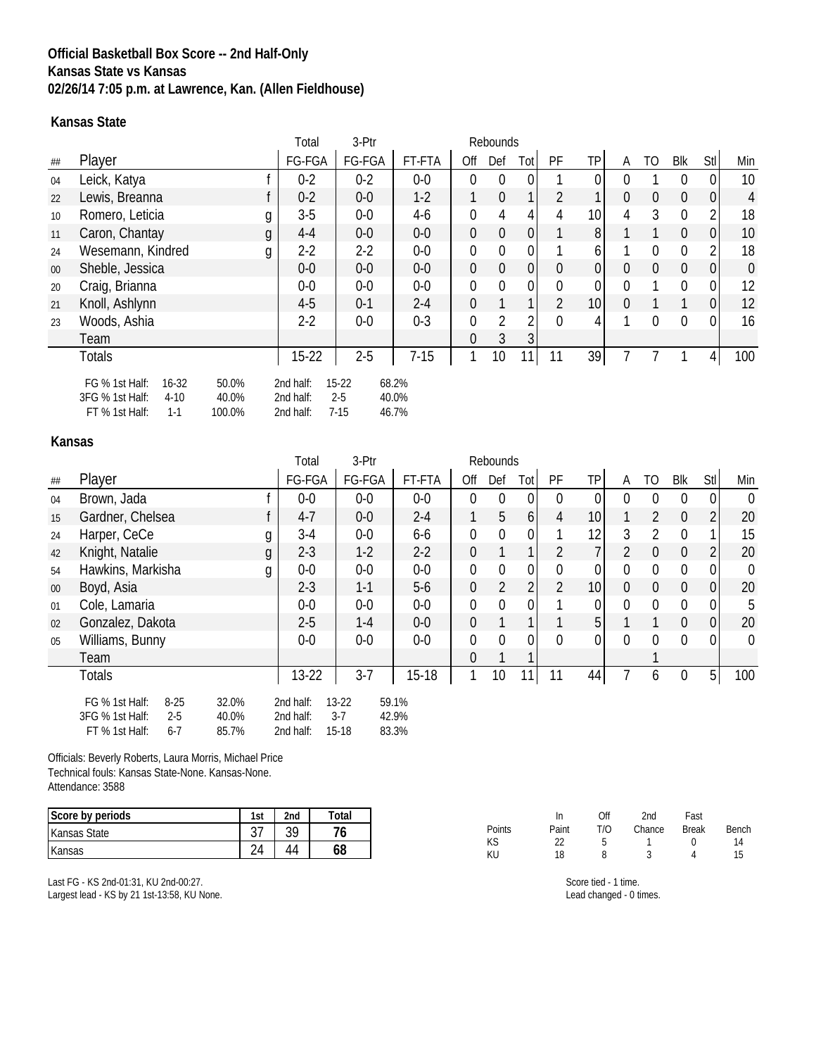**Official Basketball Box Score -- 2nd Half-Only**
**Kansas State vs Kansas**
**02/26/14 7:05 p.m. at Lawrence, Kan. (Allen Fieldhouse)**

### Kansas State

| ## | Player | | Total FG-FGA | 3-Ptr FG-FGA | FT-FTA | Rebounds Off | Def | Tot | PF | TP | A | TO | Blk | Stl | Min |
|---|---|---|---|---|---|---|---|---|---|---|---|---|---|---|---|
| 04 | Leick, Katya | f | 0-2 | 0-2 | 0-0 | 0 | 0 | 0 | 1 | 0 | 0 | 1 | 0 | 0 | 10 |
| 22 | Lewis, Breanna | f | 0-2 | 0-0 | 1-2 | 1 | 0 | 1 | 2 | 1 | 0 | 0 | 0 | 0 | 4 |
| 10 | Romero, Leticia | g | 3-5 | 0-0 | 4-6 | 0 | 4 | 4 | 4 | 10 | 4 | 3 | 0 | 2 | 18 |
| 11 | Caron, Chantay | g | 4-4 | 0-0 | 0-0 | 0 | 0 | 0 | 1 | 8 | 1 | 1 | 0 | 0 | 10 |
| 24 | Wesemann, Kindred | g | 2-2 | 2-2 | 0-0 | 0 | 0 | 0 | 1 | 6 | 1 | 0 | 0 | 2 | 18 |
| 00 | Sheble, Jessica | | 0-0 | 0-0 | 0-0 | 0 | 0 | 0 | 0 | 0 | 0 | 0 | 0 | 0 | 0 |
| 20 | Craig, Brianna | | 0-0 | 0-0 | 0-0 | 0 | 0 | 0 | 0 | 0 | 0 | 1 | 0 | 0 | 12 |
| 21 | Knoll, Ashlynn | | 4-5 | 0-1 | 2-4 | 0 | 1 | 1 | 2 | 10 | 0 | 1 | 1 | 0 | 12 |
| 23 | Woods, Ashia | | 2-2 | 0-0 | 0-3 | 0 | 2 | 2 | 0 | 4 | 1 | 0 | 0 | 0 | 16 |
| | Team | | | | | 0 | 3 | 3 | | | | | | | |
| | Totals | | 15-22 | 2-5 | 7-15 | 1 | 10 | 11 | 11 | 39 | 7 | 7 | 1 | 4 | 100 |

FG % 1st Half: 16-32 50.0% 2nd half: 15-22 68.2%
3FG % 1st Half: 4-10 40.0% 2nd half: 2-5 40.0%
FT % 1st Half: 1-1 100.0% 2nd half: 7-15 46.7%

### Kansas

| ## | Player | | Total FG-FGA | 3-Ptr FG-FGA | FT-FTA | Rebounds Off | Def | Tot | PF | TP | A | TO | Blk | Stl | Min |
|---|---|---|---|---|---|---|---|---|---|---|---|---|---|---|---|
| 04 | Brown, Jada | f | 0-0 | 0-0 | 0-0 | 0 | 0 | 0 | 0 | 0 | 0 | 0 | 0 | 0 | 0 |
| 15 | Gardner, Chelsea | f | 4-7 | 0-0 | 2-4 | 1 | 5 | 6 | 4 | 10 | 1 | 2 | 0 | 2 | 20 |
| 24 | Harper, CeCe | g | 3-4 | 0-0 | 6-6 | 0 | 0 | 0 | 1 | 12 | 3 | 2 | 0 | 1 | 15 |
| 42 | Knight, Natalie | g | 2-3 | 1-2 | 2-2 | 0 | 1 | 1 | 2 | 7 | 2 | 0 | 0 | 2 | 20 |
| 54 | Hawkins, Markisha | g | 0-0 | 0-0 | 0-0 | 0 | 0 | 0 | 0 | 0 | 0 | 0 | 0 | 0 | 0 |
| 00 | Boyd, Asia | | 2-3 | 1-1 | 5-6 | 0 | 2 | 2 | 2 | 10 | 0 | 0 | 0 | 0 | 20 |
| 01 | Cole, Lamaria | | 0-0 | 0-0 | 0-0 | 0 | 0 | 0 | 1 | 0 | 0 | 0 | 0 | 0 | 5 |
| 02 | Gonzalez, Dakota | | 2-5 | 1-4 | 0-0 | 0 | 1 | 1 | 1 | 5 | 1 | 1 | 0 | 0 | 20 |
| 05 | Williams, Bunny | | 0-0 | 0-0 | 0-0 | 0 | 0 | 0 | 0 | 0 | 0 | 0 | 0 | 0 | 0 |
| | Team | | | | | 0 | 1 | 1 | | | | 1 | | | |
| | Totals | | 13-22 | 3-7 | 15-18 | 1 | 10 | 11 | 11 | 44 | 7 | 6 | 0 | 5 | 100 |

FG % 1st Half: 8-25 32.0% 2nd half: 13-22 59.1%
3FG % 1st Half: 2-5 40.0% 2nd half: 3-7 42.9%
FT % 1st Half: 6-7 85.7% 2nd half: 15-18 83.3%

Officials: Beverly Roberts, Laura Morris, Michael Price
Technical fouls: Kansas State-None. Kansas-None.
Attendance: 3588

| Score by periods | 1st | 2nd | Total |
|---|---|---|---|
| Kansas State | 37 | 39 | 76 |
| Kansas | 24 | 44 | 68 |

| Points | In Paint | Off T/O | 2nd Chance | Fast Break | Bench |
|---|---|---|---|---|---|
| KS | 22 | 5 | 1 | 0 | 14 |
| KU | 18 | 8 | 3 | 4 | 15 |

Last FG - KS 2nd-01:31, KU 2nd-00:27.
Largest lead - KS by 21 1st-13:58, KU None.

Score tied - 1 time.
Lead changed - 0 times.